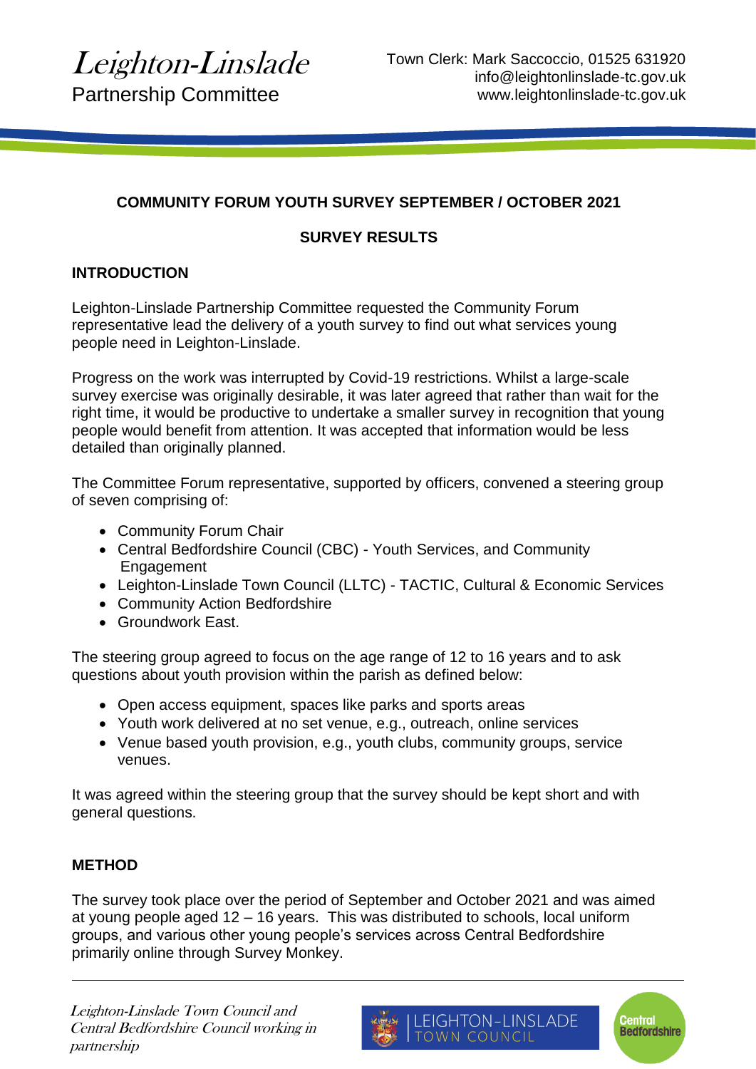*Leighton-Linslade*
Partnership Committee

Town Clerk: Mark Saccoccio, 01525 631920
info@leightonlinslade-tc.gov.uk
www.leightonlinslade-tc.gov.uk

# COMMUNITY FORUM YOUTH SURVEY SEPTEMBER / OCTOBER 2021

## SURVEY RESULTS

### INTRODUCTION

Leighton-Linslade Partnership Committee requested the Community Forum representative lead the delivery of a youth survey to find out what services young people need in Leighton-Linslade.

Progress on the work was interrupted by Covid-19 restrictions. Whilst a large-scale survey exercise was originally desirable, it was later agreed that rather than wait for the right time, it would be productive to undertake a smaller survey in recognition that young people would benefit from attention. It was accepted that information would be less detailed than originally planned.

The Committee Forum representative, supported by officers, convened a steering group of seven comprising of:

- Community Forum Chair
- Central Bedfordshire Council (CBC) - Youth Services, and Community Engagement
- Leighton-Linslade Town Council (LLTC) - TACTIC, Cultural & Economic Services
- Community Action Bedfordshire
- Groundwork East.

The steering group agreed to focus on the age range of 12 to 16 years and to ask questions about youth provision within the parish as defined below:

- Open access equipment, spaces like parks and sports areas
- Youth work delivered at no set venue, e.g., outreach, online services
- Venue based youth provision, e.g., youth clubs, community groups, service venues.

It was agreed within the steering group that the survey should be kept short and with general questions.

### METHOD

The survey took place over the period of September and October 2021 and was aimed at young people aged 12 – 16 years. This was distributed to schools, local uniform groups, and various other young people's services across Central Bedfordshire primarily online through Survey Monkey.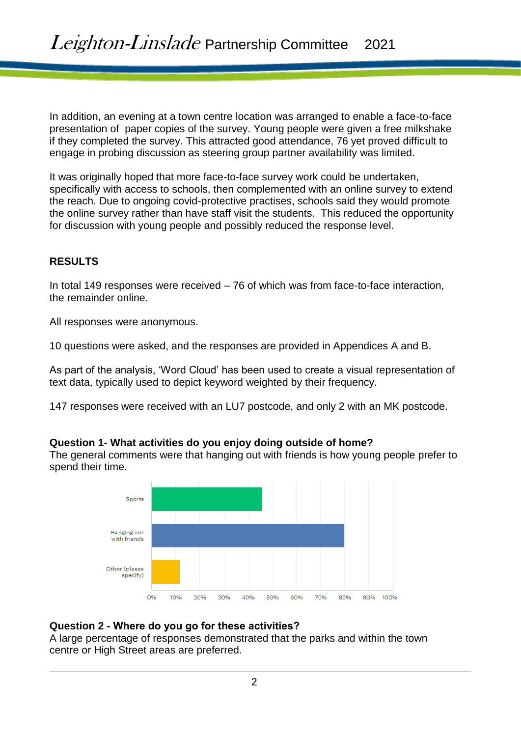In addition, an evening at a town centre location was arranged to enable a face-to-face presentation of paper copies of the survey. Young people were given a free milkshake if they completed the survey. This attracted good attendance, 76 yet proved difficult to engage in probing discussion as steering group partner availability was limited.

It was originally hoped that more face-to-face survey work could be undertaken, specifically with access to schools, then complemented with an online survey to extend the reach. Due to ongoing covid-protective practises, schools said they would promote the online survey rather than have staff visit the students. This reduced the opportunity for discussion with young people and possibly reduced the response level.

**RESULTS**

In total 149 responses were received – 76 of which was from face-to-face interaction, the remainder online.

All responses were anonymous.

10 questions were asked, and the responses are provided in Appendices A and B.

As part of the analysis, 'Word Cloud' has been used to create a visual representation of text data, typically used to depict keyword weighted by their frequency.

147 responses were received with an LU7 postcode, and only 2 with an MK postcode.

**Question 1- What activities do you enjoy doing outside of home?**
The general comments were that hanging out with friends is how young people prefer to spend their time.

| Activity | Percentage (approx.) |
|---|---|
| Sports | 46% |
| Hanging out with friends | 80% |
| Other (please specify) | 12% |

**Question 2 - Where do you go for these activities?**
A large percentage of responses demonstrated that the parks and within the town centre or High Street areas are preferred.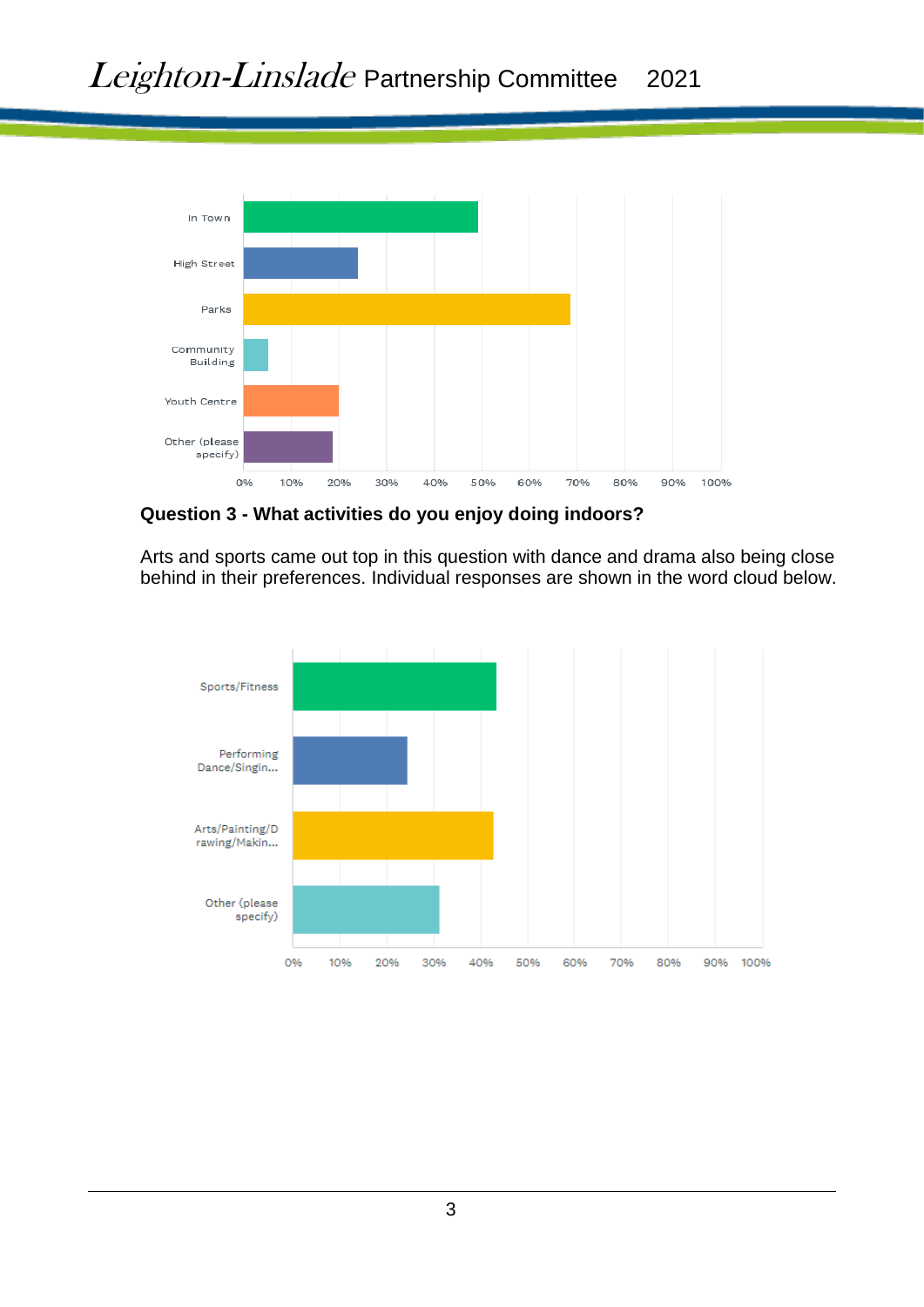In Town
High Street
Parks
Community Building
Youth Centre
Other (please specify)

0% 10% 20% 30% 40% 50% 60% 70% 80% 90% 100%

**Question 3 - What activities do you enjoy doing indoors?**

Arts and sports came out top in this question with dance and drama also being close behind in their preferences. Individual responses are shown in the word cloud below.

Sports/Fitness
Performing Dance/Singin...
Arts/Painting/Drawing/Makin...
Other (please specify)

0% 10% 20% 30% 40% 50% 60% 70% 80% 90% 100%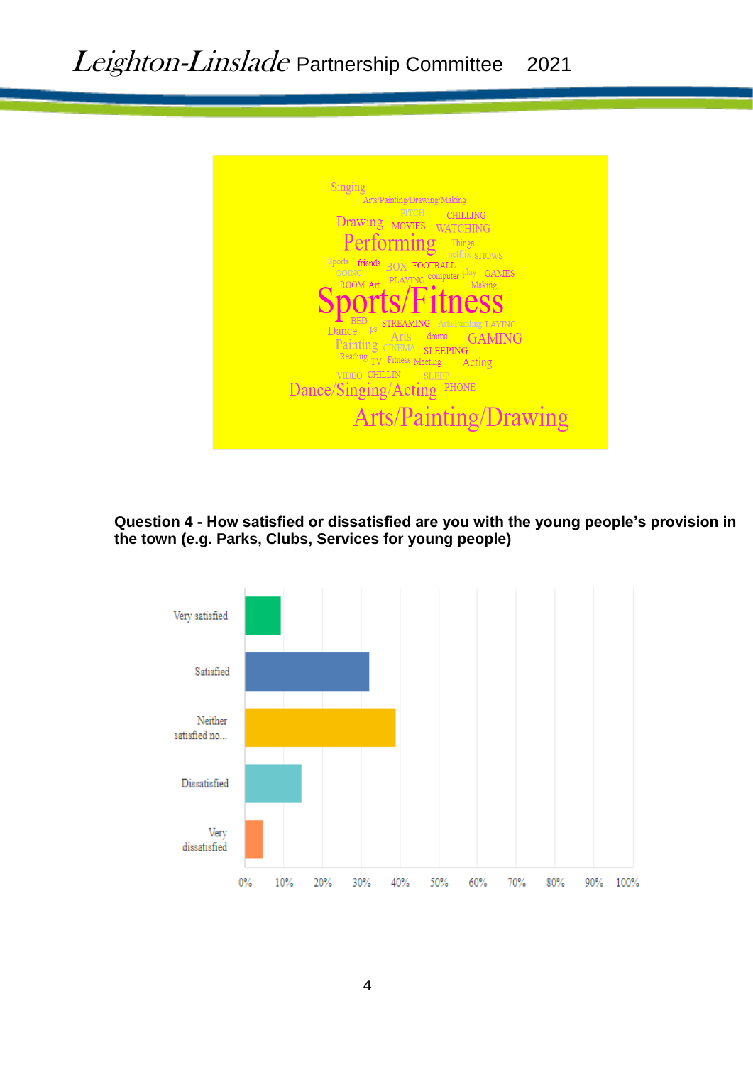**Question 4 - How satisfied or dissatisfied are you with the young people's provision in the town (e.g. Parks, Clubs, Services for young people)**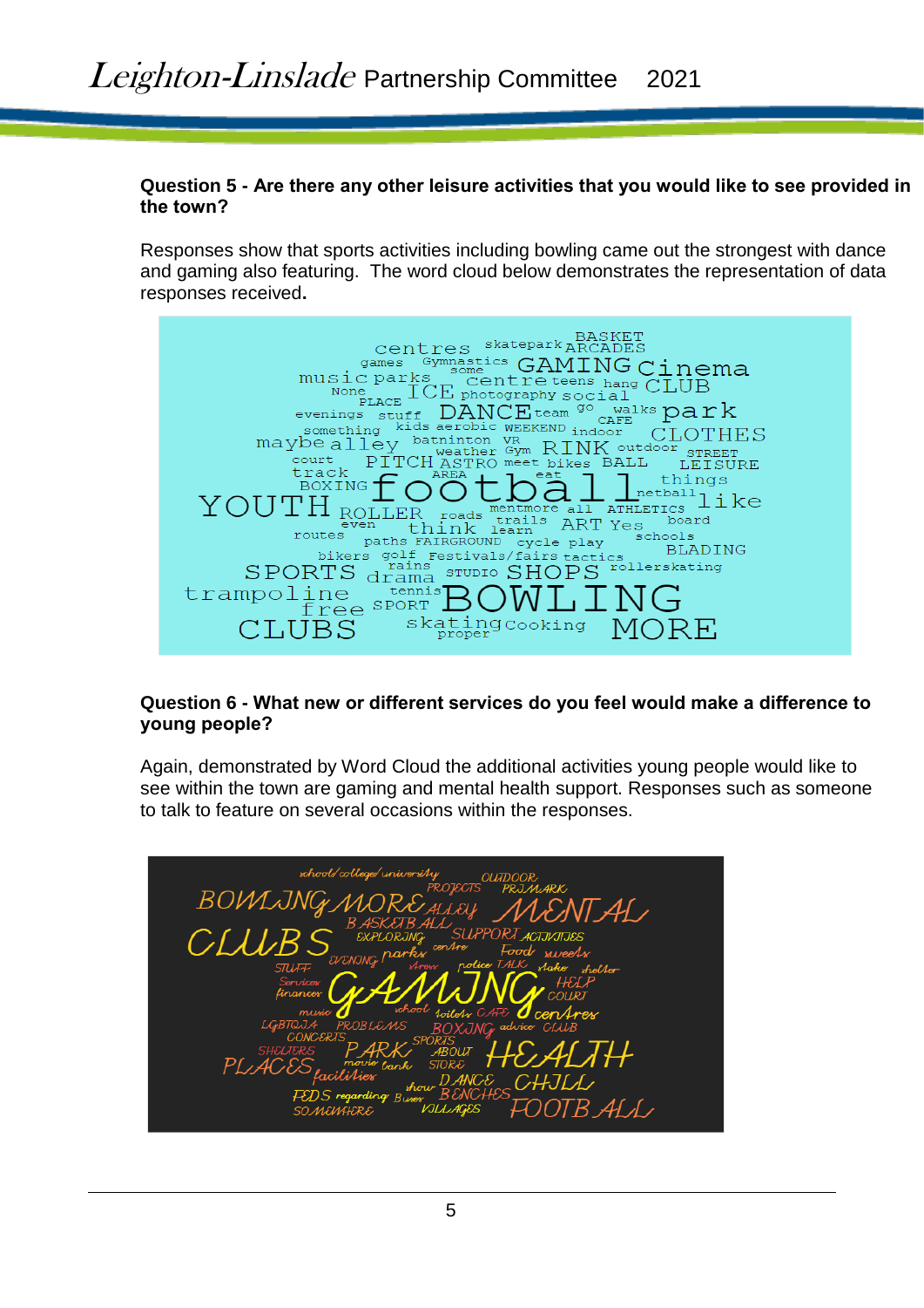**Question 5 - Are there any other leisure activities that you would like to see provided in the town?**

Responses show that sports activities including bowling came out the strongest with dance and gaming also featuring. The word cloud below demonstrates the representation of data responses received**.**

**Question 6 - What new or different services do you feel would make a difference to young people?**

Again, demonstrated by Word Cloud the additional activities young people would like to see within the town are gaming and mental health support. Responses such as someone to talk to feature on several occasions within the responses.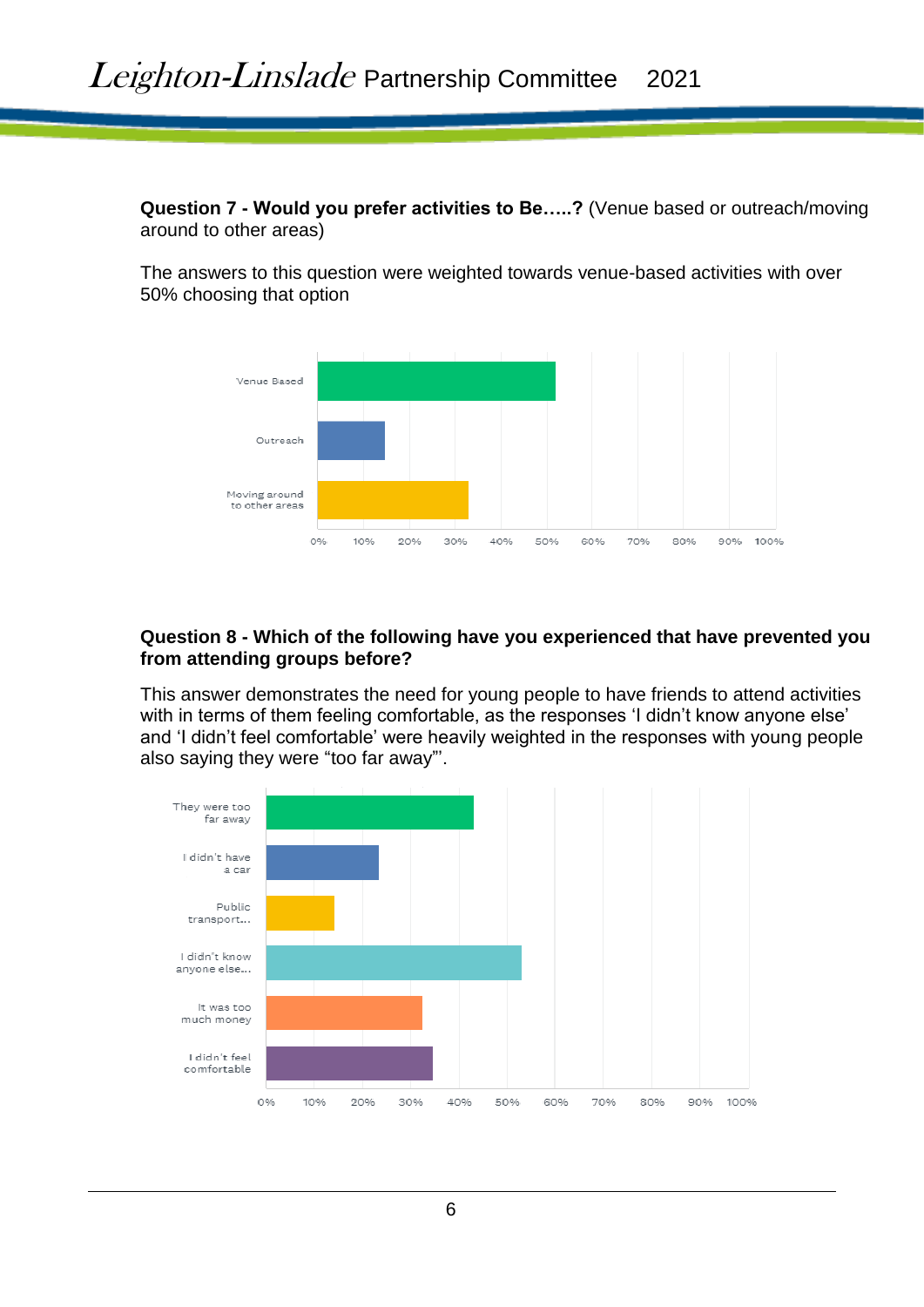**Question 7 - Would you prefer activities to Be…..?** (Venue based or outreach/moving around to other areas)

The answers to this question were weighted towards venue-based activities with over 50% choosing that option

**Question 8 - Which of the following have you experienced that have prevented you from attending groups before?**

This answer demonstrates the need for young people to have friends to attend activities with in terms of them feeling comfortable, as the responses 'I didn't know anyone else' and 'I didn't feel comfortable' were heavily weighted in the responses with young people also saying they were "too far away"'.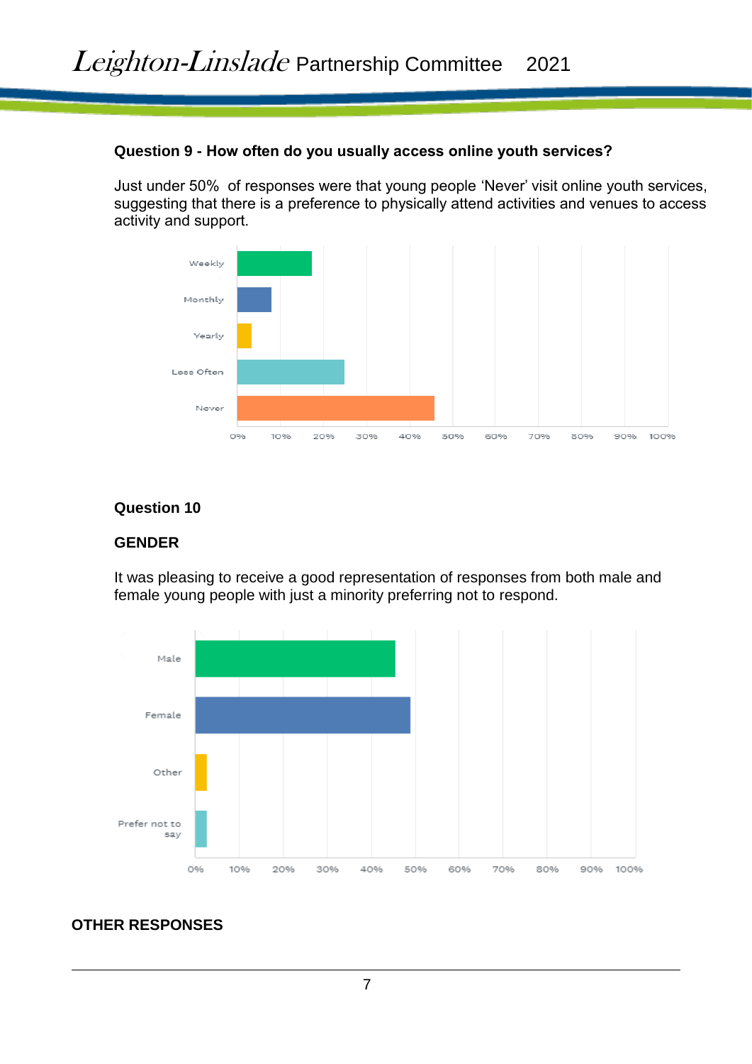**Question 9 - How often do you usually access online youth services?**

Just under 50% of responses were that young people 'Never' visit online youth services, suggesting that there is a preference to physically attend activities and venues to access activity and support.

Weekly
Monthly
Yearly
Less Often
Never

0% 10% 20% 30% 40% 50% 60% 70% 80% 90% 100%

**Question 10**

**GENDER**

It was pleasing to receive a good representation of responses from both male and female young people with just a minority preferring not to respond.

Male
Female
Other
Prefer not to say

0% 10% 20% 30% 40% 50% 60% 70% 80% 90% 100%

**OTHER RESPONSES**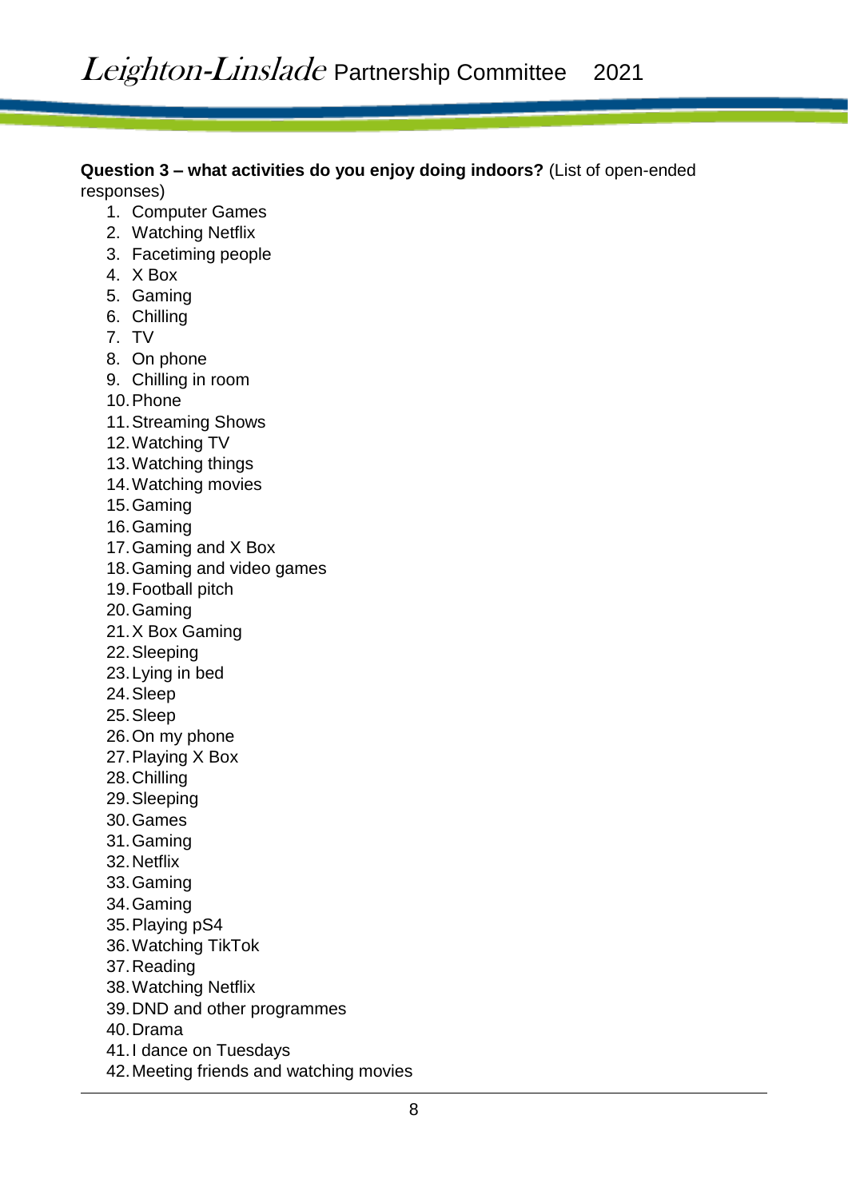**Question 3 – what activities do you enjoy doing indoors?** (List of open-ended responses)

1. Computer Games
2. Watching Netflix
3. Facetiming people
4. X Box
5. Gaming
6. Chilling
7. TV
8. On phone
9. Chilling in room
10. Phone
11. Streaming Shows
12. Watching TV
13. Watching things
14. Watching movies
15. Gaming
16. Gaming
17. Gaming and X Box
18. Gaming and video games
19. Football pitch
20. Gaming
21. X Box Gaming
22. Sleeping
23. Lying in bed
24. Sleep
25. Sleep
26. On my phone
27. Playing X Box
28. Chilling
29. Sleeping
30. Games
31. Gaming
32. Netflix
33. Gaming
34. Gaming
35. Playing pS4
36. Watching TikTok
37. Reading
38. Watching Netflix
39. DND and other programmes
40. Drama
41. I dance on Tuesdays
42. Meeting friends and watching movies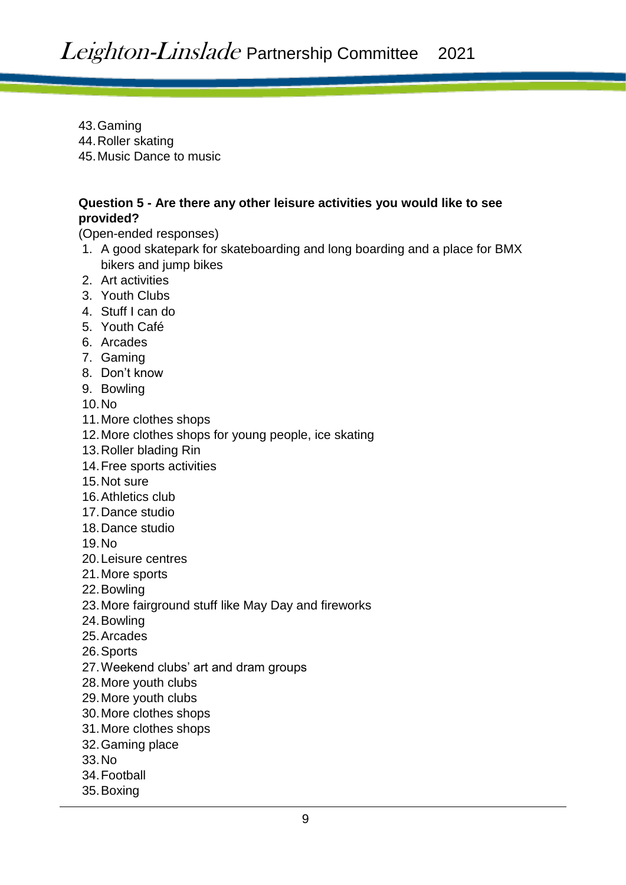43. Gaming
44. Roller skating
45. Music Dance to music

**Question 5 - Are there any other leisure activities you would like to see provided?**
(Open-ended responses)

1. A good skatepark for skateboarding and long boarding and a place for BMX bikers and jump bikes
2. Art activities
3. Youth Clubs
4. Stuff I can do
5. Youth Café
6. Arcades
7. Gaming
8. Don't know
9. Bowling
10. No
11. More clothes shops
12. More clothes shops for young people, ice skating
13. Roller blading Rin
14. Free sports activities
15. Not sure
16. Athletics club
17. Dance studio
18. Dance studio
19. No
20. Leisure centres
21. More sports
22. Bowling
23. More fairground stuff like May Day and fireworks
24. Bowling
25. Arcades
26. Sports
27. Weekend clubs' art and dram groups
28. More youth clubs
29. More youth clubs
30. More clothes shops
31. More clothes shops
32. Gaming place
33. No
34. Football
35. Boxing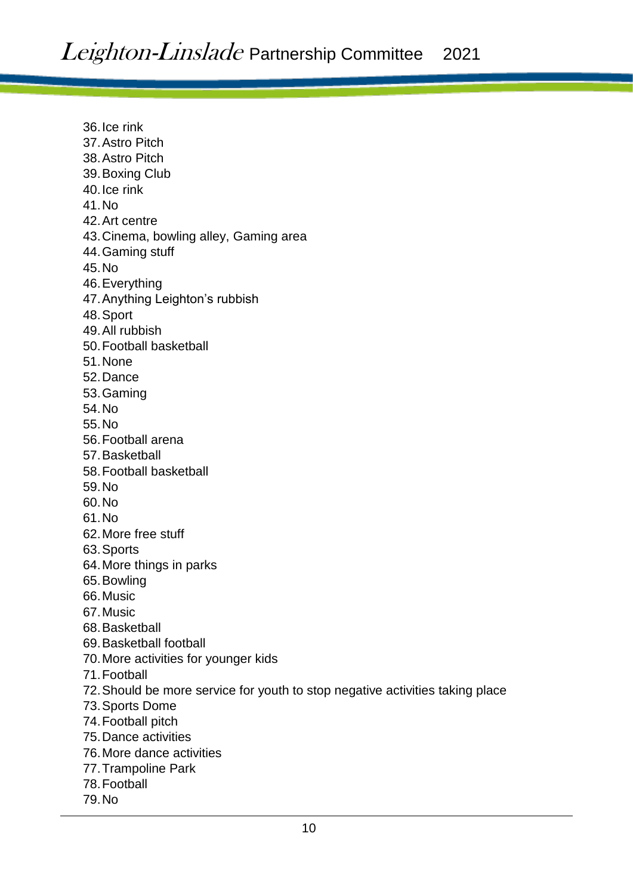36. Ice rink
37. Astro Pitch
38. Astro Pitch
39. Boxing Club
40. Ice rink
41. No
42. Art centre
43. Cinema, bowling alley, Gaming area
44. Gaming stuff
45. No
46. Everything
47. Anything Leighton's rubbish
48. Sport
49. All rubbish
50. Football basketball
51. None
52. Dance
53. Gaming
54. No
55. No
56. Football arena
57. Basketball
58. Football basketball
59. No
60. No
61. No
62. More free stuff
63. Sports
64. More things in parks
65. Bowling
66. Music
67. Music
68. Basketball
69. Basketball football
70. More activities for younger kids
71. Football
72. Should be more service for youth to stop negative activities taking place
73. Sports Dome
74. Football pitch
75. Dance activities
76. More dance activities
77. Trampoline Park
78. Football
79. No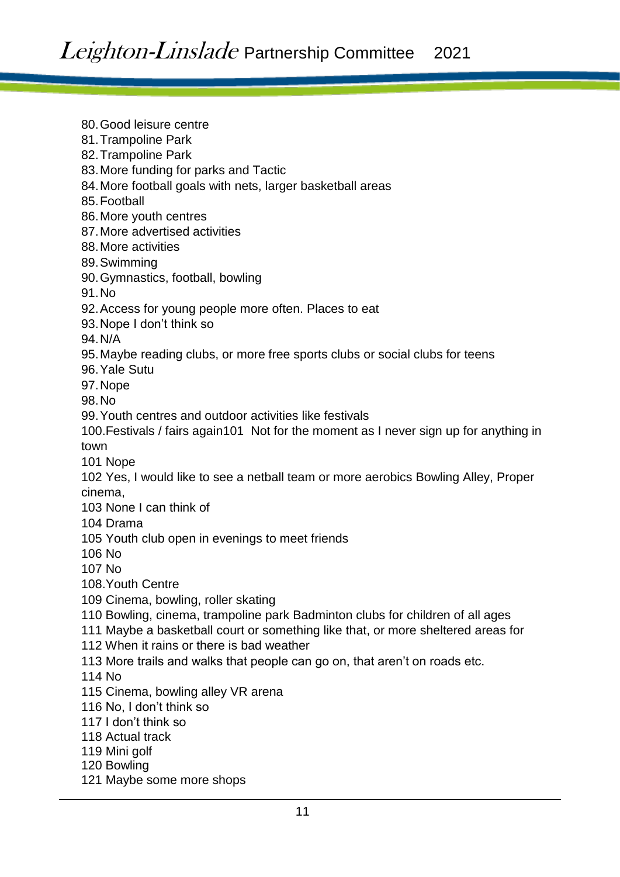80. Good leisure centre
81. Trampoline Park
82. Trampoline Park
83. More funding for parks and Tactic
84. More football goals with nets, larger basketball areas
85. Football
86. More youth centres
87. More advertised activities
88. More activities
89. Swimming
90. Gymnastics, football, bowling
91. No
92. Access for young people more often. Places to eat
93. Nope I don't think so
94. N/A
95. Maybe reading clubs, or more free sports clubs or social clubs for teens
96. Yale Sutu
97. Nope
98. No
99. Youth centres and outdoor activities like festivals
100. Festivals / fairs again101 Not for the moment as I never sign up for anything in town

101 Nope

102 Yes, I would like to see a netball team or more aerobics Bowling Alley, Proper cinema,

103 None I can think of

104 Drama

105 Youth club open in evenings to meet friends

106 No

107 No

108.Youth Centre

109 Cinema, bowling, roller skating

110 Bowling, cinema, trampoline park Badminton clubs for children of all ages

111 Maybe a basketball court or something like that, or more sheltered areas for

112 When it rains or there is bad weather

113 More trails and walks that people can go on, that aren't on roads etc.

114 No

115 Cinema, bowling alley VR arena

116 No, I don't think so

117 I don't think so

118 Actual track

119 Mini golf

120 Bowling

121 Maybe some more shops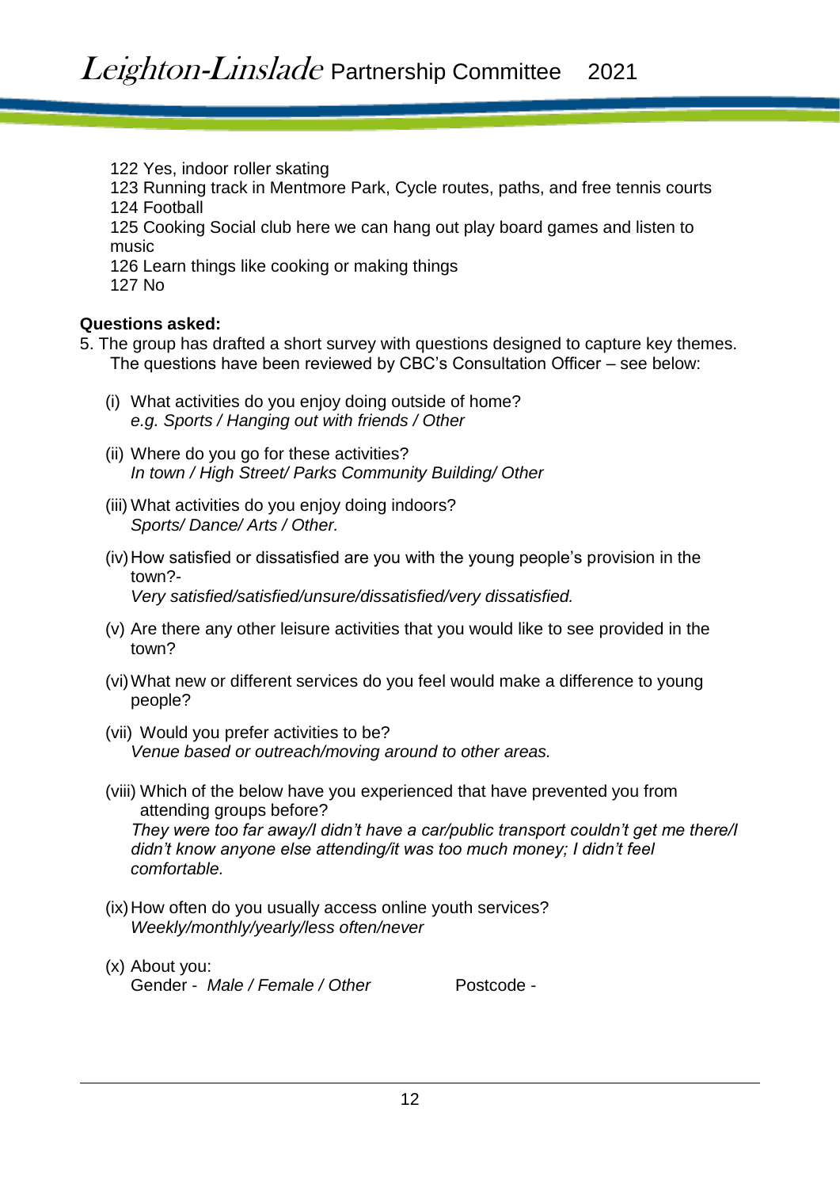122 Yes, indoor roller skating
123 Running track in Mentmore Park, Cycle routes, paths, and free tennis courts
124 Football
125 Cooking Social club here we can hang out play board games and listen to music
126 Learn things like cooking or making things
127 No

**Questions asked:**

5. The group has drafted a short survey with questions designed to capture key themes. The questions have been reviewed by CBC's Consultation Officer – see below:

   (i) What activities do you enjoy doing outside of home?
   *e.g. Sports / Hanging out with friends / Other*

   (ii) Where do you go for these activities?
   *In town / High Street/ Parks Community Building/ Other*

   (iii) What activities do you enjoy doing indoors?
   *Sports/ Dance/ Arts / Other.*

   (iv) How satisfied or dissatisfied are you with the young people's provision in the town?-
   *Very satisfied/satisfied/unsure/dissatisfied/very dissatisfied.*

   (v) Are there any other leisure activities that you would like to see provided in the town?

   (vi) What new or different services do you feel would make a difference to young people?

   (vii) Would you prefer activities to be?
   *Venue based or outreach/moving around to other areas.*

   (viii) Which of the below have you experienced that have prevented you from attending groups before?
   *They were too far away/I didn't have a car/public transport couldn't get me there/I didn't know anyone else attending/it was too much money; I didn't feel comfortable.*

   (ix) How often do you usually access online youth services?
   *Weekly/monthly/yearly/less often/never*

   (x) About you:
   Gender - *Male / Female / Other* Postcode -